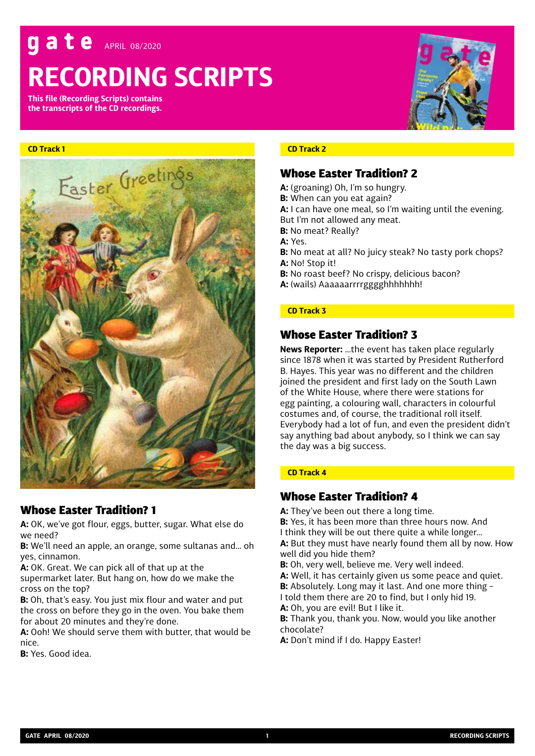# gate APRIL 08/2020

# RECORDING SCRIPTS

**This file (Recording Scripts) contains the transcripts of the CD recordings.**

**CD Track 1**

## Whose Easter Tradition? 1

**A:** OK, we've got flour, eggs, butter, sugar. What else do we need?
**B:** We'll need an apple, an orange, some sultanas and... oh yes, cinnamon.
**A:** OK. Great. We can pick all of that up at the supermarket later. But hang on, how do we make the cross on the top?
**B:** Oh, that's easy. You just mix flour and water and put the cross on before they go in the oven. You bake them for about 20 minutes and they're done.
**A:** Ooh! We should serve them with butter, that would be nice.
**B:** Yes. Good idea.

**CD Track 2**

## Whose Easter Tradition? 2

**A:** (groaning) Oh, I'm so hungry.
**B:** When can you eat again?
**A:** I can have one meal, so I'm waiting until the evening. But I'm not allowed any meat.
**B:** No meat? Really?
**A:** Yes.
**B:** No meat at all? No juicy steak? No tasty pork chops?
**A:** No! Stop it!
**B:** No roast beef? No crispy, delicious bacon?
**A:** (wails) Aaaaaarrrrgggghhhhhhh!

**CD Track 3**

## Whose Easter Tradition? 3

**News Reporter:** ...the event has taken place regularly since 1878 when it was started by President Rutherford B. Hayes. This year was no different and the children joined the president and first lady on the South Lawn of the White House, where there were stations for egg painting, a colouring wall, characters in colourful costumes and, of course, the traditional roll itself. Everybody had a lot of fun, and even the president didn't say anything bad about anybody, so I think we can say the day was a big success.

**CD Track 4**

## Whose Easter Tradition? 4

**A:** They've been out there a long time.
**B:** Yes, it has been more than three hours now. And I think they will be out there quite a while longer...
**A:** But they must have nearly found them all by now. How well did you hide them?
**B:** Oh, very well, believe me. Very well indeed.
**A:** Well, it has certainly given us some peace and quiet.
**B:** Absolutely. Long may it last. And one more thing – I told them there are 20 to find, but I only hid 19.
**A:** Oh, you are evil! But I like it.
**B:** Thank you, thank you. Now, would you like another chocolate?
**A:** Don't mind if I do. Happy Easter!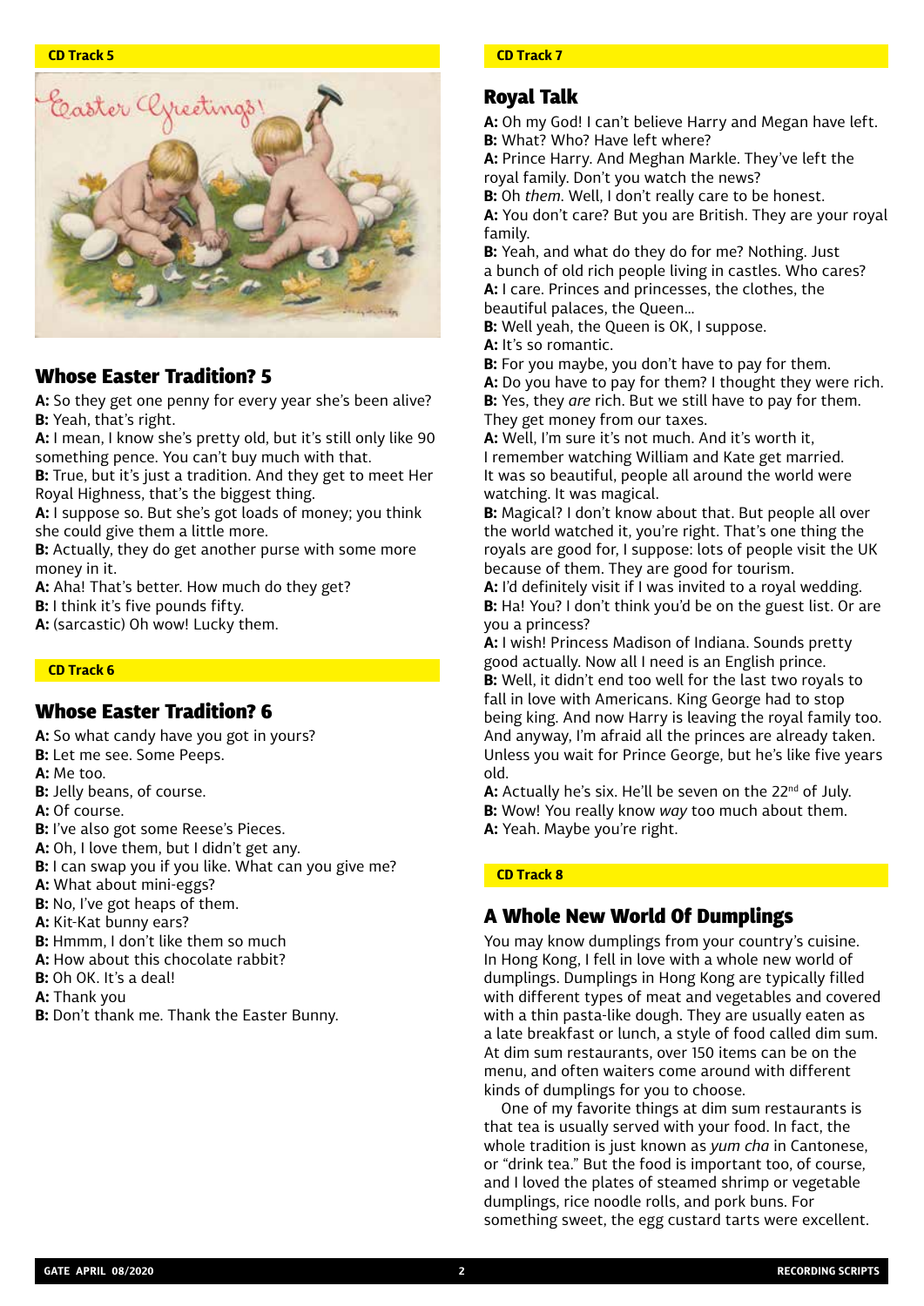CD Track 5

## Whose Easter Tradition? 5

**A:** So they get one penny for every year she's been alive?
**B:** Yeah, that's right.
**A:** I mean, I know she's pretty old, but it's still only like 90 something pence. You can't buy much with that.
**B:** True, but it's just a tradition. And they get to meet Her Royal Highness, that's the biggest thing.
**A:** I suppose so. But she's got loads of money; you think she could give them a little more.
**B:** Actually, they do get another purse with some more money in it.
**A:** Aha! That's better. How much do they get?
**B:** I think it's five pounds fifty.
**A:** (sarcastic) Oh wow! Lucky them.

CD Track 6

## Whose Easter Tradition? 6

**A:** So what candy have you got in yours?
**B:** Let me see. Some Peeps.
**A:** Me too.
**B:** Jelly beans, of course.
**A:** Of course.
**B:** I've also got some Reese's Pieces.
**A:** Oh, I love them, but I didn't get any.
**B:** I can swap you if you like. What can you give me?
**A:** What about mini-eggs?
**B:** No, I've got heaps of them.
**A:** Kit-Kat bunny ears?
**B:** Hmmm, I don't like them so much
**A:** How about this chocolate rabbit?
**B:** Oh OK. It's a deal!
**A:** Thank you
**B:** Don't thank me. Thank the Easter Bunny.

CD Track 7

## Royal Talk

**A:** Oh my God! I can't believe Harry and Megan have left.
**B:** What? Who? Have left where?
**A:** Prince Harry. And Meghan Markle. They've left the royal family. Don't you watch the news?
**B:** Oh *them*. Well, I don't really care to be honest.
**A:** You don't care? But you are British. They are your royal family.
**B:** Yeah, and what do they do for me? Nothing. Just a bunch of old rich people living in castles. Who cares?
**A:** I care. Princes and princesses, the clothes, the beautiful palaces, the Queen...
**B:** Well yeah, the Queen is OK, I suppose.
**A:** It's so romantic.
**B:** For you maybe, you don't have to pay for them.
**A:** Do you have to pay for them? I thought they were rich.
**B:** Yes, they *are* rich. But we still have to pay for them. They get money from our taxes.
**A:** Well, I'm sure it's not much. And it's worth it, I remember watching William and Kate get married. It was so beautiful, people all around the world were watching. It was magical.
**B:** Magical? I don't know about that. But people all over the world watched it, you're right. That's one thing the royals are good for, I suppose: lots of people visit the UK because of them. They are good for tourism.
**A:** I'd definitely visit if I was invited to a royal wedding.
**B:** Ha! You? I don't think you'd be on the guest list. Or are you a princess?
**A:** I wish! Princess Madison of Indiana. Sounds pretty good actually. Now all I need is an English prince.
**B:** Well, it didn't end too well for the last two royals to fall in love with Americans. King George had to stop being king. And now Harry is leaving the royal family too. And anyway, I'm afraid all the princes are already taken. Unless you wait for Prince George, but he's like five years old.
**A:** Actually he's six. He'll be seven on the 22nd of July.
**B:** Wow! You really know *way* too much about them.
**A:** Yeah. Maybe you're right.

CD Track 8

## A Whole New World Of Dumplings

You may know dumplings from your country's cuisine. In Hong Kong, I fell in love with a whole new world of dumplings. Dumplings in Hong Kong are typically filled with different types of meat and vegetables and covered with a thin pasta-like dough. They are usually eaten as a late breakfast or lunch, a style of food called dim sum. At dim sum restaurants, over 150 items can be on the menu, and often waiters come around with different kinds of dumplings for you to choose.

One of my favorite things at dim sum restaurants is that tea is usually served with your food. In fact, the whole tradition is just known as *yum cha* in Cantonese, or "drink tea." But the food is important too, of course, and I loved the plates of steamed shrimp or vegetable dumplings, rice noodle rolls, and pork buns. For something sweet, the egg custard tarts were excellent.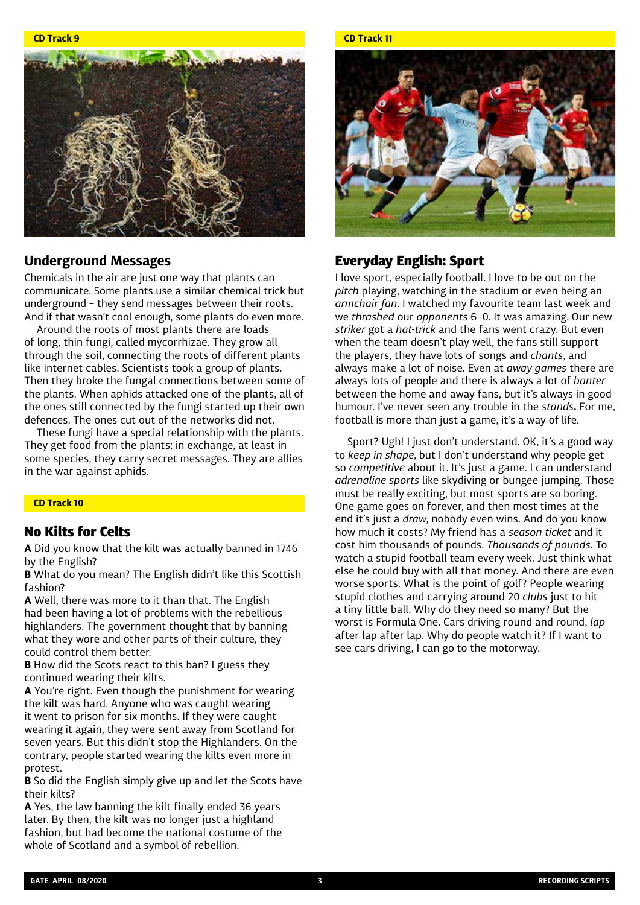CD Track 9

## Underground Messages

Chemicals in the air are just one way that plants can communicate. Some plants use a similar chemical trick but underground – they send messages between their roots. And if that wasn't cool enough, some plants do even more.

Around the roots of most plants there are loads of long, thin fungi, called mycorrhizae. They grow all through the soil, connecting the roots of different plants like internet cables. Scientists took a group of plants. Then they broke the fungal connections between some of the plants. When aphids attacked one of the plants, all of the ones still connected by the fungi started up their own defences. The ones cut out of the networks did not.

These fungi have a special relationship with the plants. They get food from the plants; in exchange, at least in some species, they carry secret messages. They are allies in the war against aphids.

CD Track 10

## No Kilts for Celts

**A** Did you know that the kilt was actually banned in 1746 by the English?

**B** What do you mean? The English didn't like this Scottish fashion?

**A** Well, there was more to it than that. The English had been having a lot of problems with the rebellious highlanders. The government thought that by banning what they wore and other parts of their culture, they could control them better.

**B** How did the Scots react to this ban? I guess they continued wearing their kilts.

**A** You're right. Even though the punishment for wearing the kilt was hard. Anyone who was caught wearing it went to prison for six months. If they were caught wearing it again, they were sent away from Scotland for seven years. But this didn't stop the Highlanders. On the contrary, people started wearing the kilts even more in protest.

**B** So did the English simply give up and let the Scots have their kilts?

**A** Yes, the law banning the kilt finally ended 36 years later. By then, the kilt was no longer just a highland fashion, but had become the national costume of the whole of Scotland and a symbol of rebellion.

CD Track 11

## Everyday English: Sport

I love sport, especially football. I love to be out on the *pitch* playing, watching in the stadium or even being an *armchair fan*. I watched my favourite team last week and we *thrashed* our *opponents* 6–0. It was amazing. Our new *striker* got a *hat-trick* and the fans went crazy. But even when the team doesn't play well, the fans still support the players, they have lots of songs and *chants*, and always make a lot of noise. Even at *away games* there are always lots of people and there is always a lot of *banter* between the home and away fans, but it's always in good humour. I've never seen any trouble in the *stands*. For me, football is more than just a game, it's a way of life.

Sport? Ugh! I just don't understand. OK, it's a good way to *keep in shape*, but I don't understand why people get so *competitive* about it. It's just a game. I can understand *adrenaline sports* like skydiving or bungee jumping. Those must be really exciting, but most sports are so boring. One game goes on forever, and then most times at the end it's just a *draw*, nobody even wins. And do you know how much it costs? My friend has a *season ticket* and it cost him thousands of pounds. *Thousands of pounds.* To watch a stupid football team every week. Just think what else he could buy with all that money. And there are even worse sports. What is the point of golf? People wearing stupid clothes and carrying around 20 *clubs* just to hit a tiny little ball. Why do they need so many? But the worst is Formula One. Cars driving round and round, *lap* after lap after lap. Why do people watch it? If I want to see cars driving, I can go to the motorway.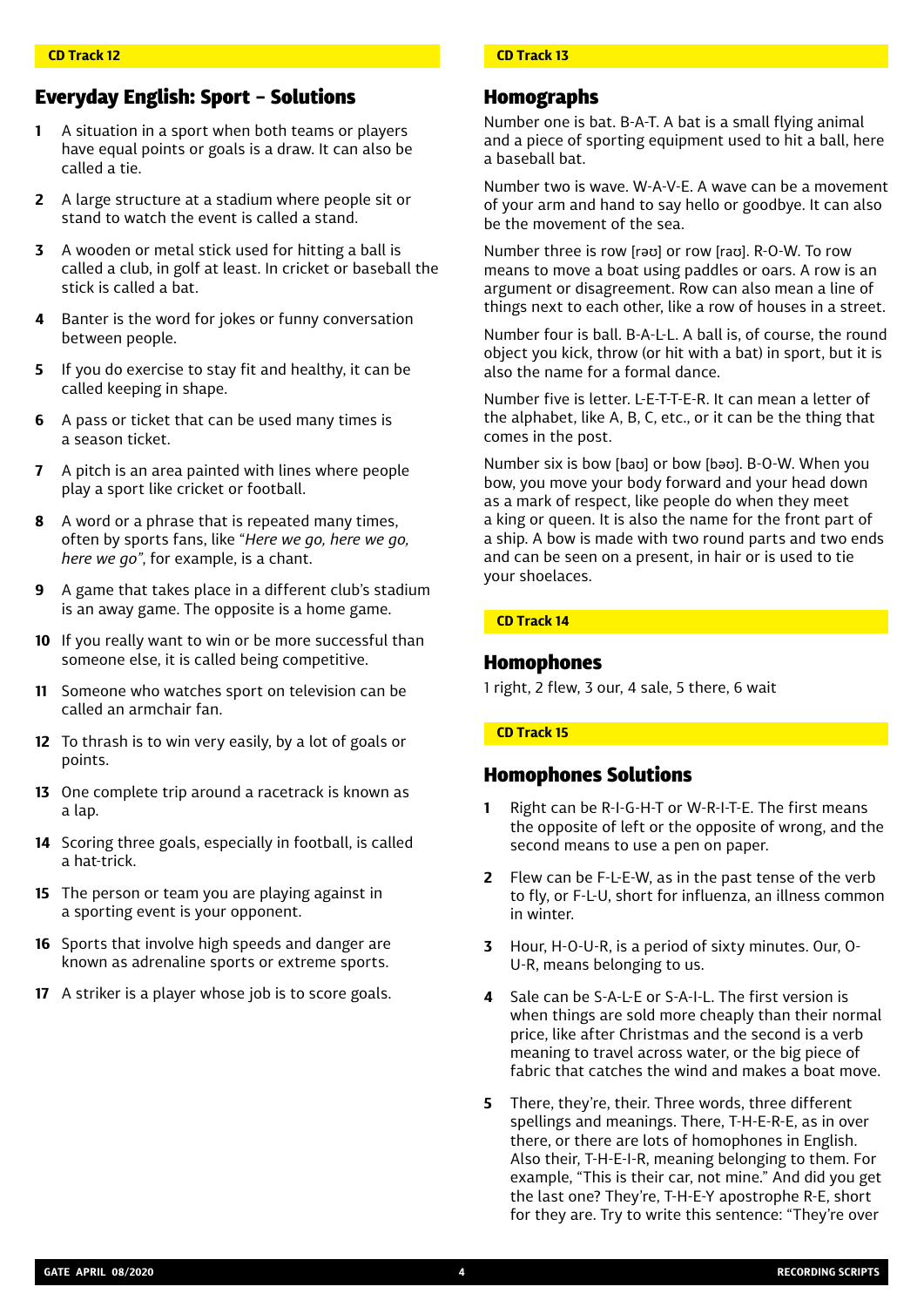CD Track 12

## Everyday English: Sport – Solutions

1. A situation in a sport when both teams or players have equal points or goals is a draw. It can also be called a tie.
2. A large structure at a stadium where people sit or stand to watch the event is called a stand.
3. A wooden or metal stick used for hitting a ball is called a club, in golf at least. In cricket or baseball the stick is called a bat.
4. Banter is the word for jokes or funny conversation between people.
5. If you do exercise to stay fit and healthy, it can be called keeping in shape.
6. A pass or ticket that can be used many times is a season ticket.
7. A pitch is an area painted with lines where people play a sport like cricket or football.
8. A word or a phrase that is repeated many times, often by sports fans, like *"Here we go, here we go, here we go"*, for example, is a chant.
9. A game that takes place in a different club's stadium is an away game. The opposite is a home game.
10. If you really want to win or be more successful than someone else, it is called being competitive.
11. Someone who watches sport on television can be called an armchair fan.
12. To thrash is to win very easily, by a lot of goals or points.
13. One complete trip around a racetrack is known as a lap.
14. Scoring three goals, especially in football, is called a hat-trick.
15. The person or team you are playing against in a sporting event is your opponent.
16. Sports that involve high speeds and danger are known as adrenaline sports or extreme sports.
17. A striker is a player whose job is to score goals.

CD Track 13

## Homographs

Number one is bat. B-A-T. A bat is a small flying animal and a piece of sporting equipment used to hit a ball, here a baseball bat.

Number two is wave. W-A-V-E. A wave can be a movement of your arm and hand to say hello or goodbye. It can also be the movement of the sea.

Number three is row [rəʊ] or row [raʊ]. R-O-W. To row means to move a boat using paddles or oars. A row is an argument or disagreement. Row can also mean a line of things next to each other, like a row of houses in a street.

Number four is ball. B-A-L-L. A ball is, of course, the round object you kick, throw (or hit with a bat) in sport, but it is also the name for a formal dance.

Number five is letter. L-E-T-T-E-R. It can mean a letter of the alphabet, like A, B, C, etc., or it can be the thing that comes in the post.

Number six is bow [baʊ] or bow [bəʊ]. B-O-W. When you bow, you move your body forward and your head down as a mark of respect, like people do when they meet a king or queen. It is also the name for the front part of a ship. A bow is made with two round parts and two ends and can be seen on a present, in hair or is used to tie your shoelaces.

CD Track 14

## Homophones

1 right, 2 flew, 3 our, 4 sale, 5 there, 6 wait

CD Track 15

## Homophones Solutions

1. Right can be R-I-G-H-T or W-R-I-T-E. The first means the opposite of left or the opposite of wrong, and the second means to use a pen on paper.
2. Flew can be F-L-E-W, as in the past tense of the verb to fly, or F-L-U, short for influenza, an illness common in winter.
3. Hour, H-O-U-R, is a period of sixty minutes. Our, O-U-R, means belonging to us.
4. Sale can be S-A-L-E or S-A-I-L. The first version is when things are sold more cheaply than their normal price, like after Christmas and the second is a verb meaning to travel across water, or the big piece of fabric that catches the wind and makes a boat move.
5. There, they're, their. Three words, three different spellings and meanings. There, T-H-E-R-E, as in over there, or there are lots of homophones in English. Also their, T-H-E-I-R, meaning belonging to them. For example, "This is their car, not mine." And did you get the last one? They're, T-H-E-Y apostrophe R-E, short for they are. Try to write this sentence: "They're over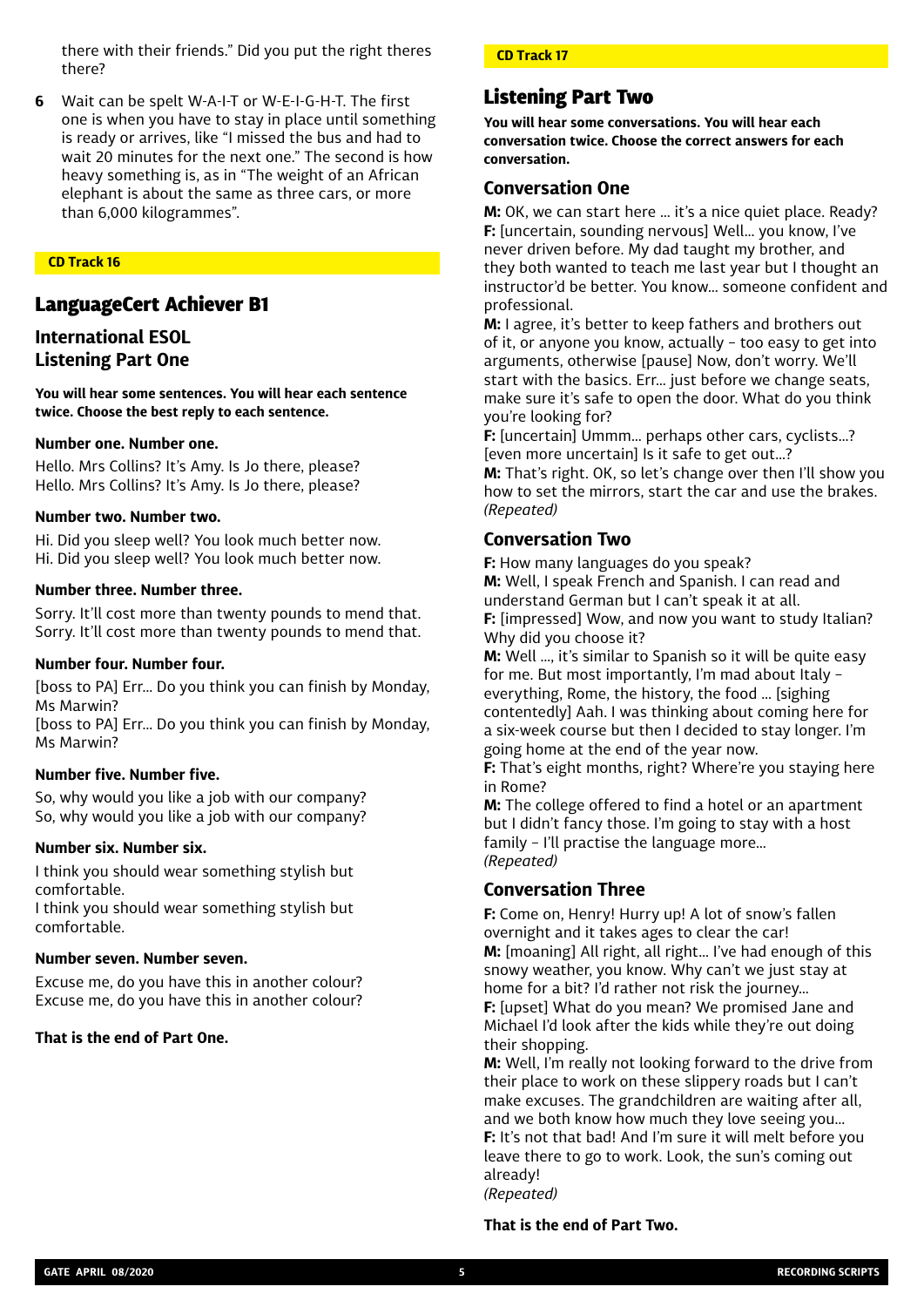there with their friends." Did you put the right theres there?

6 Wait can be spelt W-A-I-T or W-E-I-G-H-T. The first one is when you have to stay in place until something is ready or arrives, like "I missed the bus and had to wait 20 minutes for the next one." The second is how heavy something is, as in "The weight of an African elephant is about the same as three cars, or more than 6,000 kilogrammes".

**CD Track 16**

# LanguageCert Achiever B1

## International ESOL
## Listening Part One

**You will hear some sentences. You will hear each sentence twice. Choose the best reply to each sentence.**

**Number one. Number one.**

Hello. Mrs Collins? It's Amy. Is Jo there, please?
Hello. Mrs Collins? It's Amy. Is Jo there, please?

**Number two. Number two.**

Hi. Did you sleep well? You look much better now.
Hi. Did you sleep well? You look much better now.

**Number three. Number three.**

Sorry. It'll cost more than twenty pounds to mend that.
Sorry. It'll cost more than twenty pounds to mend that.

**Number four. Number four.**

[boss to PA] Err... Do you think you can finish by Monday, Ms Marwin?
[boss to PA] Err... Do you think you can finish by Monday, Ms Marwin?

**Number five. Number five.**

So, why would you like a job with our company?
So, why would you like a job with our company?

**Number six. Number six.**

I think you should wear something stylish but comfortable.
I think you should wear something stylish but comfortable.

**Number seven. Number seven.**

Excuse me, do you have this in another colour?
Excuse me, do you have this in another colour?

**That is the end of Part One.**

**CD Track 17**

## Listening Part Two

**You will hear some conversations. You will hear each conversation twice. Choose the correct answers for each conversation.**

### Conversation One

**M:** OK, we can start here ... it's a nice quiet place. Ready?
**F:** [uncertain, sounding nervous] Well... you know, I've never driven before. My dad taught my brother, and they both wanted to teach me last year but I thought an instructor'd be better. You know... someone confident and professional.
**M:** I agree, it's better to keep fathers and brothers out of it, or anyone you know, actually – too easy to get into arguments, otherwise [pause] Now, don't worry. We'll start with the basics. Err... just before we change seats, make sure it's safe to open the door. What do you think you're looking for?
**F:** [uncertain] Ummm... perhaps other cars, cyclists...? [even more uncertain] Is it safe to get out...?
**M:** That's right. OK, so let's change over then I'll show you how to set the mirrors, start the car and use the brakes.
*(Repeated)*

### Conversation Two

**F:** How many languages do you speak?
**M:** Well, I speak French and Spanish. I can read and understand German but I can't speak it at all.
**F:** [impressed] Wow, and now you want to study Italian? Why did you choose it?
**M:** Well ..., it's similar to Spanish so it will be quite easy for me. But most importantly, I'm mad about Italy – everything, Rome, the history, the food ... [sighing contentedly] Aah. I was thinking about coming here for a six-week course but then I decided to stay longer. I'm going home at the end of the year now.
**F:** That's eight months, right? Where're you staying here in Rome?
**M:** The college offered to find a hotel or an apartment but I didn't fancy those. I'm going to stay with a host family – I'll practise the language more...
*(Repeated)*

### Conversation Three

**F:** Come on, Henry! Hurry up! A lot of snow's fallen overnight and it takes ages to clear the car!
**M:** [moaning] All right, all right... I've had enough of this snowy weather, you know. Why can't we just stay at home for a bit? I'd rather not risk the journey...
**F:** [upset] What do you mean? We promised Jane and Michael I'd look after the kids while they're out doing their shopping.
**M:** Well, I'm really not looking forward to the drive from their place to work on these slippery roads but I can't make excuses. The grandchildren are waiting after all, and we both know how much they love seeing you...
**F:** It's not that bad! And I'm sure it will melt before you leave there to go to work. Look, the sun's coming out already!
*(Repeated)*

**That is the end of Part Two.**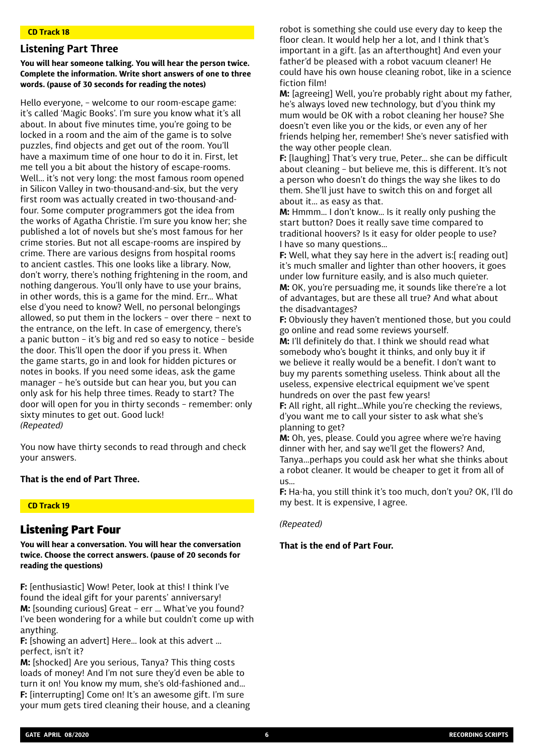**CD Track 18**

## Listening Part Three

**You will hear someone talking. You will hear the person twice. Complete the information. Write short answers of one to three words. (pause of 30 seconds for reading the notes)**

Hello everyone, – welcome to our room-escape game: it's called 'Magic Books'. I'm sure you know what it's all about. In about five minutes time, you're going to be locked in a room and the aim of the game is to solve puzzles, find objects and get out of the room. You'll have a maximum time of one hour to do it in. First, let me tell you a bit about the history of escape-rooms. Well… it's not very long: the most famous room opened in Silicon Valley in two-thousand-and-six, but the very first room was actually created in two-thousand-and-four. Some computer programmers got the idea from the works of Agatha Christie. I'm sure you know her; she published a lot of novels but she's most famous for her crime stories. But not all escape-rooms are inspired by crime. There are various designs from hospital rooms to ancient castles. This one looks like a library. Now, don't worry, there's nothing frightening in the room, and nothing dangerous. You'll only have to use your brains, in other words, this is a game for the mind. Err… What else d'you need to know? Well, no personal belongings allowed, so put them in the lockers – over there – next to the entrance, on the left. In case of emergency, there's a panic button – it's big and red so easy to notice – beside the door. This'll open the door if you press it. When the game starts, go in and look for hidden pictures or notes in books. If you need some ideas, ask the game manager – he's outside but can hear you, but you can only ask for his help three times. Ready to start? The door will open for you in thirty seconds – remember: only sixty minutes to get out. Good luck!
*(Repeated)*

You now have thirty seconds to read through and check your answers.

**That is the end of Part Three.**

**CD Track 19**

## Listening Part Four

**You will hear a conversation. You will hear the conversation twice. Choose the correct answers. (pause of 20 seconds for reading the questions)**

**F:** [enthusiastic] Wow! Peter, look at this! I think I've found the ideal gift for your parents' anniversary!
**M:** [sounding curious] Great – err … What've you found? I've been wondering for a while but couldn't come up with anything.
**F:** [showing an advert] Here… look at this advert … perfect, isn't it?
**M:** [shocked] Are you serious, Tanya? This thing costs loads of money! And I'm not sure they'd even be able to turn it on! You know my mum, she's old-fashioned and…
**F:** [interrupting] Come on! It's an awesome gift. I'm sure your mum gets tired cleaning their house, and a cleaning robot is something she could use every day to keep the floor clean. It would help her a lot, and I think that's important in a gift. [as an afterthought] And even your father'd be pleased with a robot vacuum cleaner! He could have his own house cleaning robot, like in a science fiction film!
**M:** [agreeing] Well, you're probably right about my father, he's always loved new technology, but d'you think my mum would be OK with a robot cleaning her house? She doesn't even like you or the kids, or even any of her friends helping her, remember! She's never satisfied with the way other people clean.
**F:** [laughing] That's very true, Peter… she can be difficult about cleaning – but believe me, this is different. It's not a person who doesn't do things the way she likes to do them. She'll just have to switch this on and forget all about it… as easy as that.
**M:** Hmmm… I don't know… Is it really only pushing the start button? Does it really save time compared to traditional hoovers? Is it easy for older people to use? I have so many questions…
**F:** Well, what they say here in the advert is:[ reading out] it's much smaller and lighter than other hoovers, it goes under low furniture easily, and is also much quieter.
**M:** OK, you're persuading me, it sounds like there're a lot of advantages, but are these all true? And what about the disadvantages?
**F:** Obviously they haven't mentioned those, but you could go online and read some reviews yourself.
**M:** I'll definitely do that. I think we should read what somebody who's bought it thinks, and only buy it if we believe it really would be a benefit. I don't want to buy my parents something useless. Think about all the useless, expensive electrical equipment we've spent hundreds on over the past few years!
**F:** All right, all right…While you're checking the reviews, d'you want me to call your sister to ask what she's planning to get?
**M:** Oh, yes, please. Could you agree where we're having dinner with her, and say we'll get the flowers? And, Tanya…perhaps you could ask her what she thinks about a robot cleaner. It would be cheaper to get it from all of us…
**F:** Ha-ha, you still think it's too much, don't you? OK, I'll do my best. It is expensive, I agree.

*(Repeated)*

**That is the end of Part Four.**